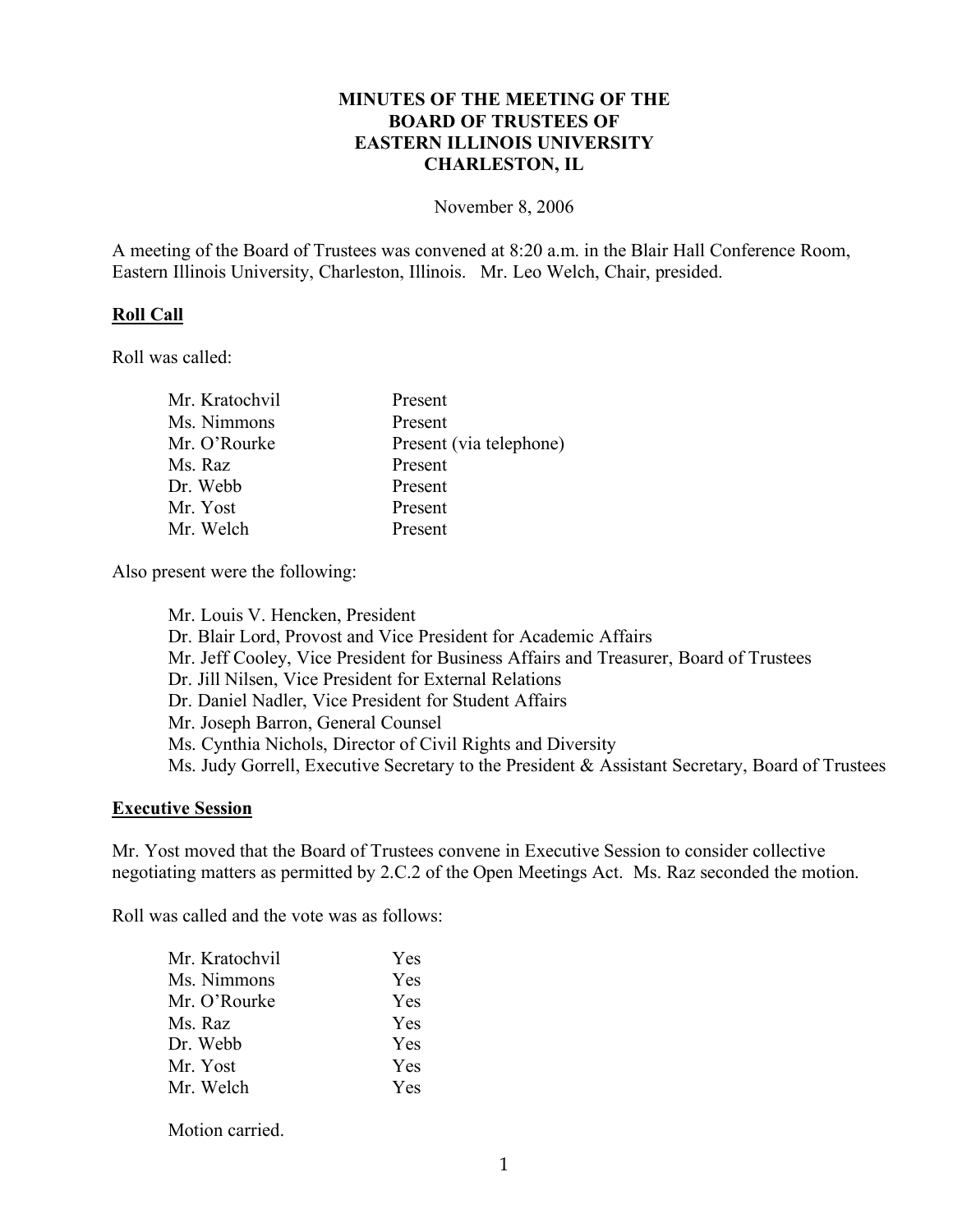# MINUTES OF THE MEETING OF THE BOARD OF TRUSTEES OF EASTERN ILLINOIS UNIVERSITY CHARLESTON, IL

November 8, 2006

A meeting of the Board of Trustees was convened at 8:20 a.m. in the Blair Hall Conference Room, Eastern Illinois University, Charleston, Illinois. Mr. Leo Welch, Chair, presided.

## Roll Call

Roll was called:

| | |
|---|---|
| Mr. Kratochvil | Present |
| Ms. Nimmons | Present |
| Mr. O'Rourke | Present (via telephone) |
| Ms. Raz | Present |
| Dr. Webb | Present |
| Mr. Yost | Present |
| Mr. Welch | Present |

Also present were the following:

- Mr. Louis V. Hencken, President
- Dr. Blair Lord, Provost and Vice President for Academic Affairs
- Mr. Jeff Cooley, Vice President for Business Affairs and Treasurer, Board of Trustees
- Dr. Jill Nilsen, Vice President for External Relations
- Dr. Daniel Nadler, Vice President for Student Affairs
- Mr. Joseph Barron, General Counsel
- Ms. Cynthia Nichols, Director of Civil Rights and Diversity
- Ms. Judy Gorrell, Executive Secretary to the President & Assistant Secretary, Board of Trustees

## Executive Session

Mr. Yost moved that the Board of Trustees convene in Executive Session to consider collective negotiating matters as permitted by 2.C.2 of the Open Meetings Act. Ms. Raz seconded the motion.

Roll was called and the vote was as follows:

| | |
|---|---|
| Mr. Kratochvil | Yes |
| Ms. Nimmons | Yes |
| Mr. O'Rourke | Yes |
| Ms. Raz | Yes |
| Dr. Webb | Yes |
| Mr. Yost | Yes |
| Mr. Welch | Yes |

Motion carried.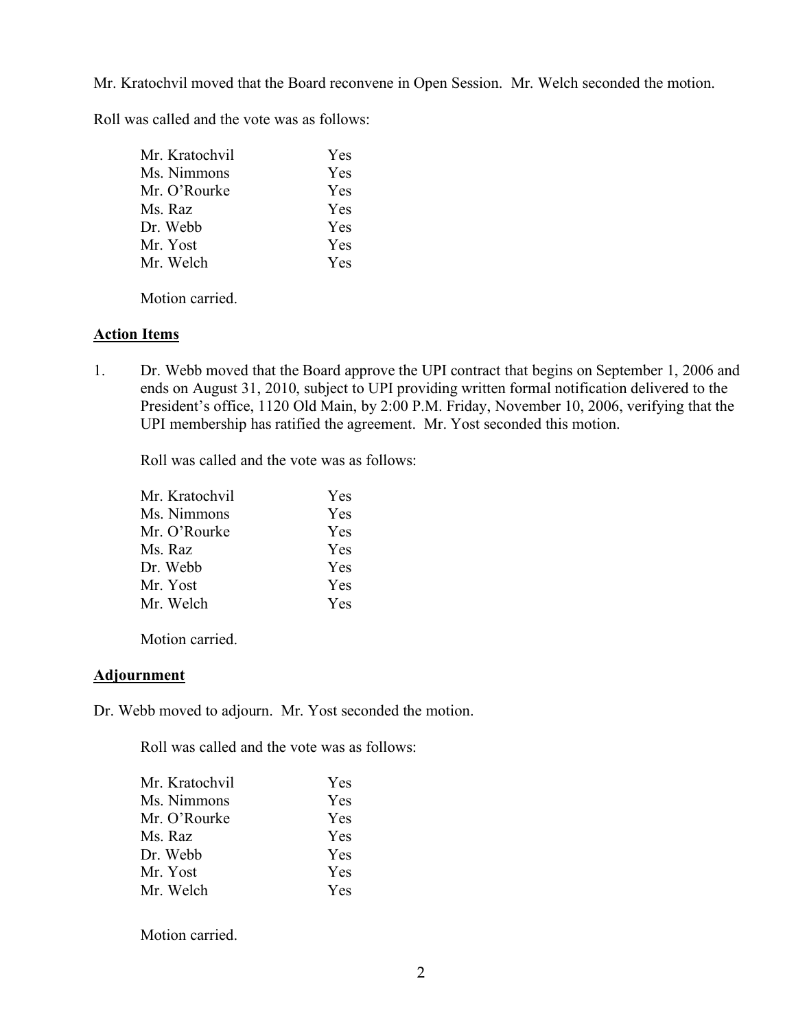Mr. Kratochvil moved that the Board reconvene in Open Session. Mr. Welch seconded the motion.

Roll was called and the vote was as follows:

| | |
|---|---|
| Mr. Kratochvil | Yes |
| Ms. Nimmons | Yes |
| Mr. O'Rourke | Yes |
| Ms. Raz | Yes |
| Dr. Webb | Yes |
| Mr. Yost | Yes |
| Mr. Welch | Yes |

Motion carried.

**Action Items**

1. Dr. Webb moved that the Board approve the UPI contract that begins on September 1, 2006 and ends on August 31, 2010, subject to UPI providing written formal notification delivered to the President's office, 1120 Old Main, by 2:00 P.M. Friday, November 10, 2006, verifying that the UPI membership has ratified the agreement. Mr. Yost seconded this motion.

   Roll was called and the vote was as follows:

| | |
|---|---|
| Mr. Kratochvil | Yes |
| Ms. Nimmons | Yes |
| Mr. O'Rourke | Yes |
| Ms. Raz | Yes |
| Dr. Webb | Yes |
| Mr. Yost | Yes |
| Mr. Welch | Yes |

   Motion carried.

**Adjournment**

Dr. Webb moved to adjourn. Mr. Yost seconded the motion.

Roll was called and the vote was as follows:

| | |
|---|---|
| Mr. Kratochvil | Yes |
| Ms. Nimmons | Yes |
| Mr. O'Rourke | Yes |
| Ms. Raz | Yes |
| Dr. Webb | Yes |
| Mr. Yost | Yes |
| Mr. Welch | Yes |

Motion carried.